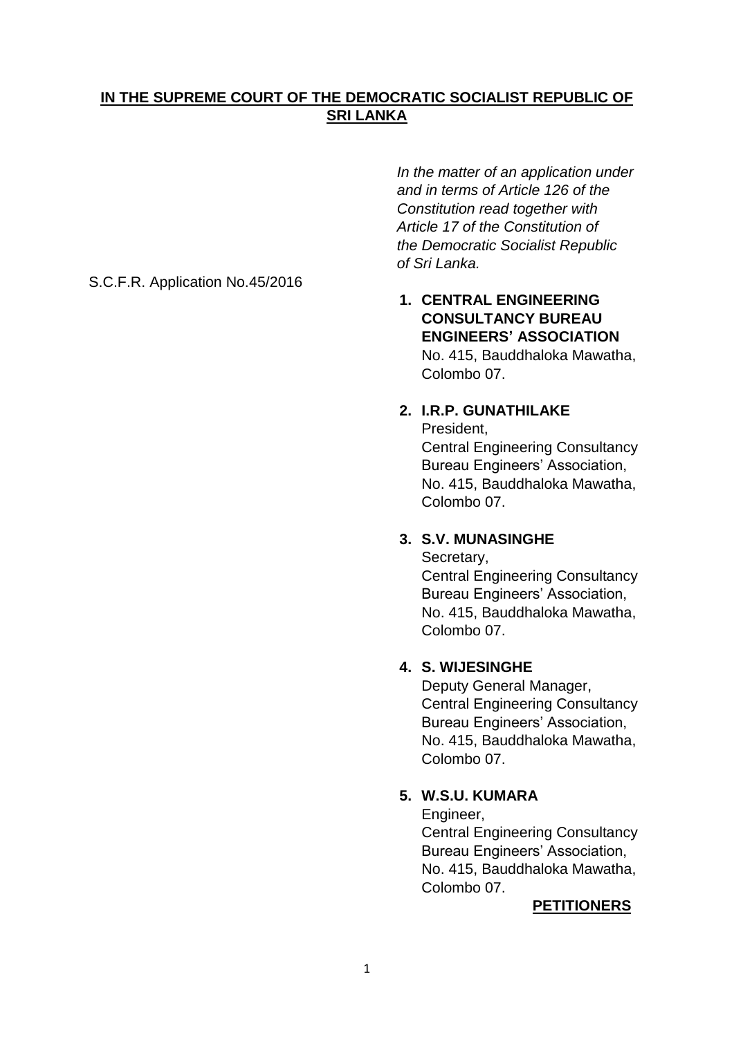**IN THE SUPREME COURT OF THE DEMOCRATIC SOCIALIST REPUBLIC OF SRI LANKA**

*In the matter of an application under and in terms of Article 126 of the Constitution read together with Article 17 of the Constitution of the Democratic Socialist Republic of Sri Lanka.*

S.C.F.R. Application No.45/2016

1. **CENTRAL ENGINEERING CONSULTANCY BUREAU ENGINEERS' ASSOCIATION**
   No. 415, Bauddhaloka Mawatha,
   Colombo 07.

2. **I.R.P. GUNATHILAKE**
   President,
   Central Engineering Consultancy Bureau Engineers' Association,
   No. 415, Bauddhaloka Mawatha,
   Colombo 07.

3. **S.V. MUNASINGHE**
   Secretary,
   Central Engineering Consultancy Bureau Engineers' Association,
   No. 415, Bauddhaloka Mawatha,
   Colombo 07.

4. **S. WIJESINGHE**
   Deputy General Manager,
   Central Engineering Consultancy Bureau Engineers' Association,
   No. 415, Bauddhaloka Mawatha,
   Colombo 07.

5. **W.S.U. KUMARA**
   Engineer,
   Central Engineering Consultancy Bureau Engineers' Association,
   No. 415, Bauddhaloka Mawatha,
   Colombo 07.

**PETITIONERS**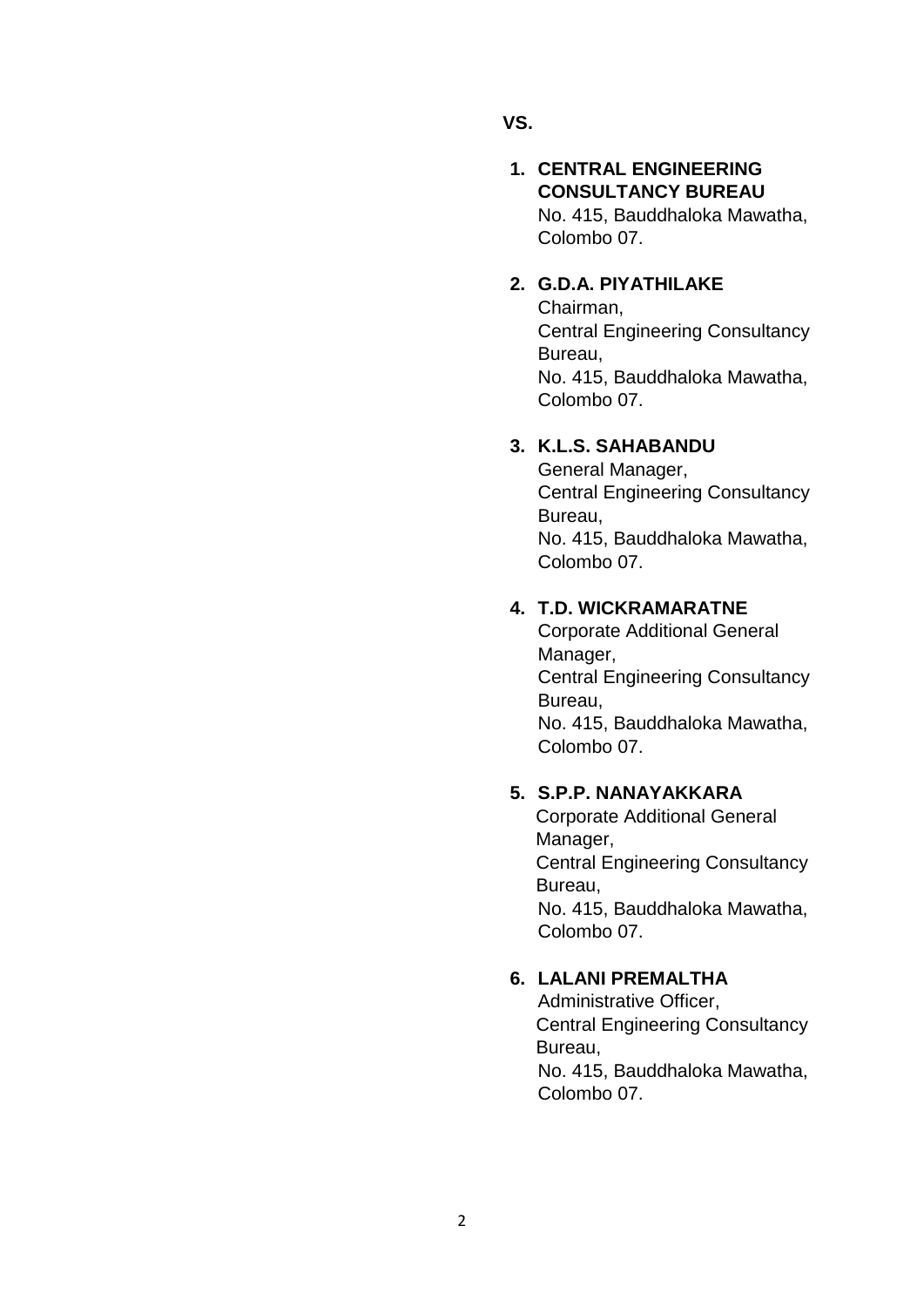**VS.**

1. **CENTRAL ENGINEERING CONSULTANCY BUREAU**
   No. 415, Bauddhaloka Mawatha,
   Colombo 07.

2. **G.D.A. PIYATHILAKE**
   Chairman,
   Central Engineering Consultancy Bureau,
   No. 415, Bauddhaloka Mawatha,
   Colombo 07.

3. **K.L.S. SAHABANDU**
   General Manager,
   Central Engineering Consultancy Bureau,
   No. 415, Bauddhaloka Mawatha,
   Colombo 07.

4. **T.D. WICKRAMARATNE**
   Corporate Additional General Manager,
   Central Engineering Consultancy Bureau,
   No. 415, Bauddhaloka Mawatha,
   Colombo 07.

5. **S.P.P. NANAYAKKARA**
   Corporate Additional General Manager,
   Central Engineering Consultancy Bureau,
   No. 415, Bauddhaloka Mawatha,
   Colombo 07.

6. **LALANI PREMALTHA**
   Administrative Officer,
   Central Engineering Consultancy Bureau,
   No. 415, Bauddhaloka Mawatha,
   Colombo 07.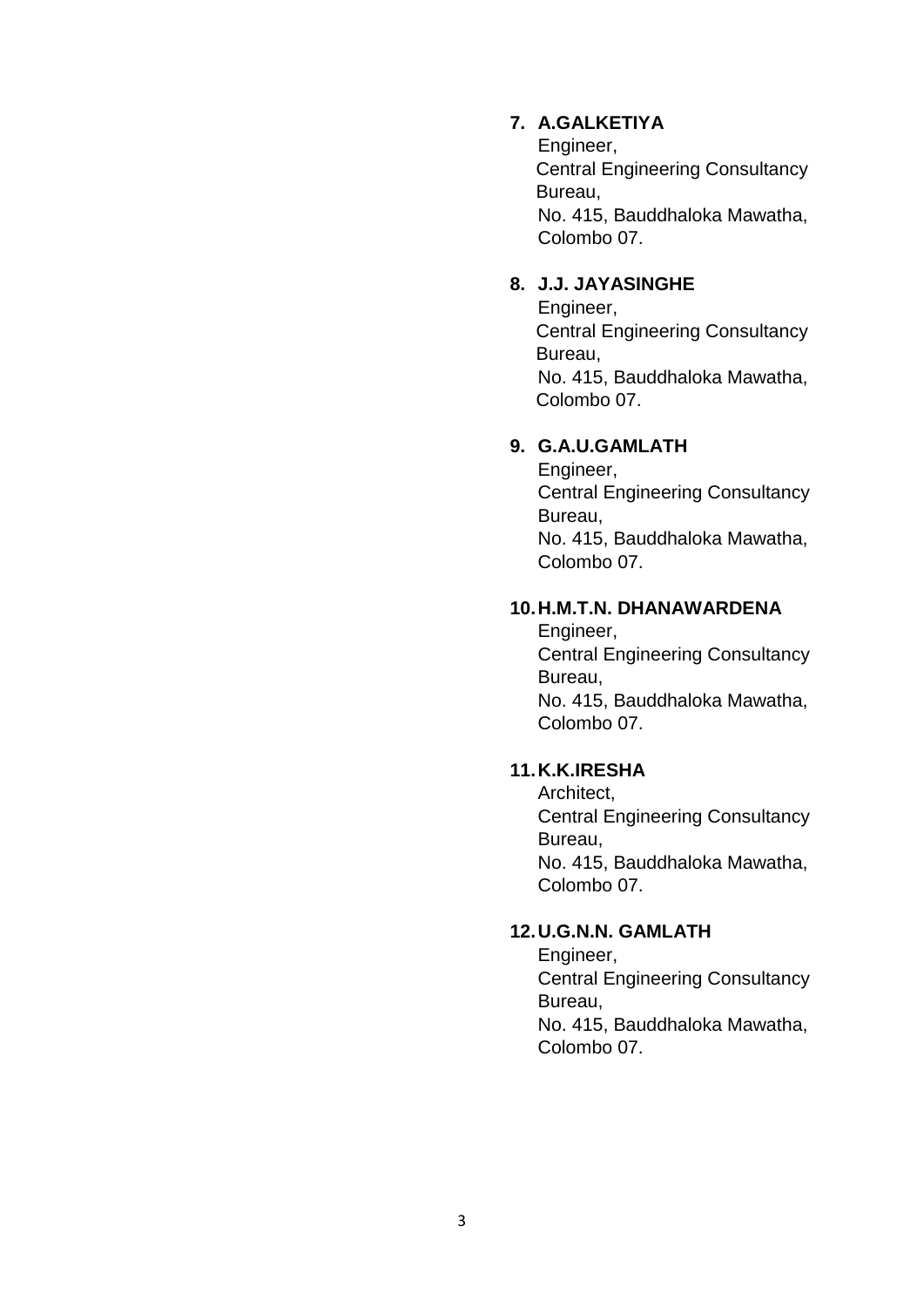7. **A.GALKETIYA**
   Engineer,
   Central Engineering Consultancy Bureau,
   No. 415, Bauddhaloka Mawatha,
   Colombo 07.

8. **J.J. JAYASINGHE**
   Engineer,
   Central Engineering Consultancy Bureau,
   No. 415, Bauddhaloka Mawatha,
   Colombo 07.

9. **G.A.U.GAMLATH**
   Engineer,
   Central Engineering Consultancy Bureau,
   No. 415, Bauddhaloka Mawatha,
   Colombo 07.

10. **H.M.T.N. DHANAWARDENA**
    Engineer,
    Central Engineering Consultancy Bureau,
    No. 415, Bauddhaloka Mawatha,
    Colombo 07.

11. **K.K.IRESHA**
    Architect,
    Central Engineering Consultancy Bureau,
    No. 415, Bauddhaloka Mawatha,
    Colombo 07.

12. **U.G.N.N. GAMLATH**
    Engineer,
    Central Engineering Consultancy Bureau,
    No. 415, Bauddhaloka Mawatha,
    Colombo 07.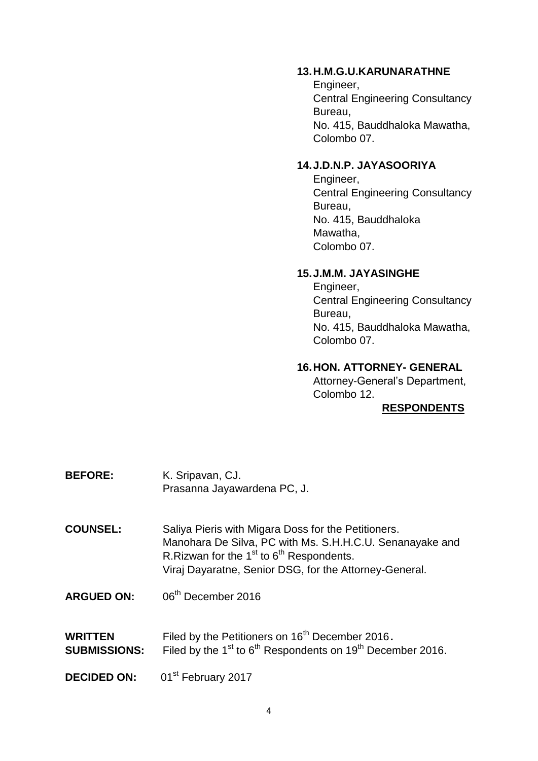**13. H.M.G.U.KARUNARATHNE**
Engineer,
Central Engineering Consultancy Bureau,
No. 415, Bauddhaloka Mawatha,
Colombo 07.

**14. J.D.N.P. JAYASOORIYA**
Engineer,
Central Engineering Consultancy Bureau,
No. 415, Bauddhaloka Mawatha,
Colombo 07.

**15. J.M.M. JAYASINGHE**
Engineer,
Central Engineering Consultancy Bureau,
No. 415, Bauddhaloka Mawatha,
Colombo 07.

**16. HON. ATTORNEY- GENERAL**
Attorney-General's Department,
Colombo 12.

**RESPONDENTS**

**BEFORE:** K. Sripavan, CJ.
Prasanna Jayawardena PC, J.

**COUNSEL:** Saliya Pieris with Migara Doss for the Petitioners.
Manohara De Silva, PC with Ms. S.H.H.C.U. Senanayake and R.Rizwan for the 1st to 6th Respondents.
Viraj Dayaratne, Senior DSG, for the Attorney-General.

**ARGUED ON:** 06th December 2016

**WRITTEN SUBMISSIONS:** Filed by the Petitioners on 16th December 2016.
Filed by the 1st to 6th Respondents on 19th December 2016.

**DECIDED ON:** 01st February 2017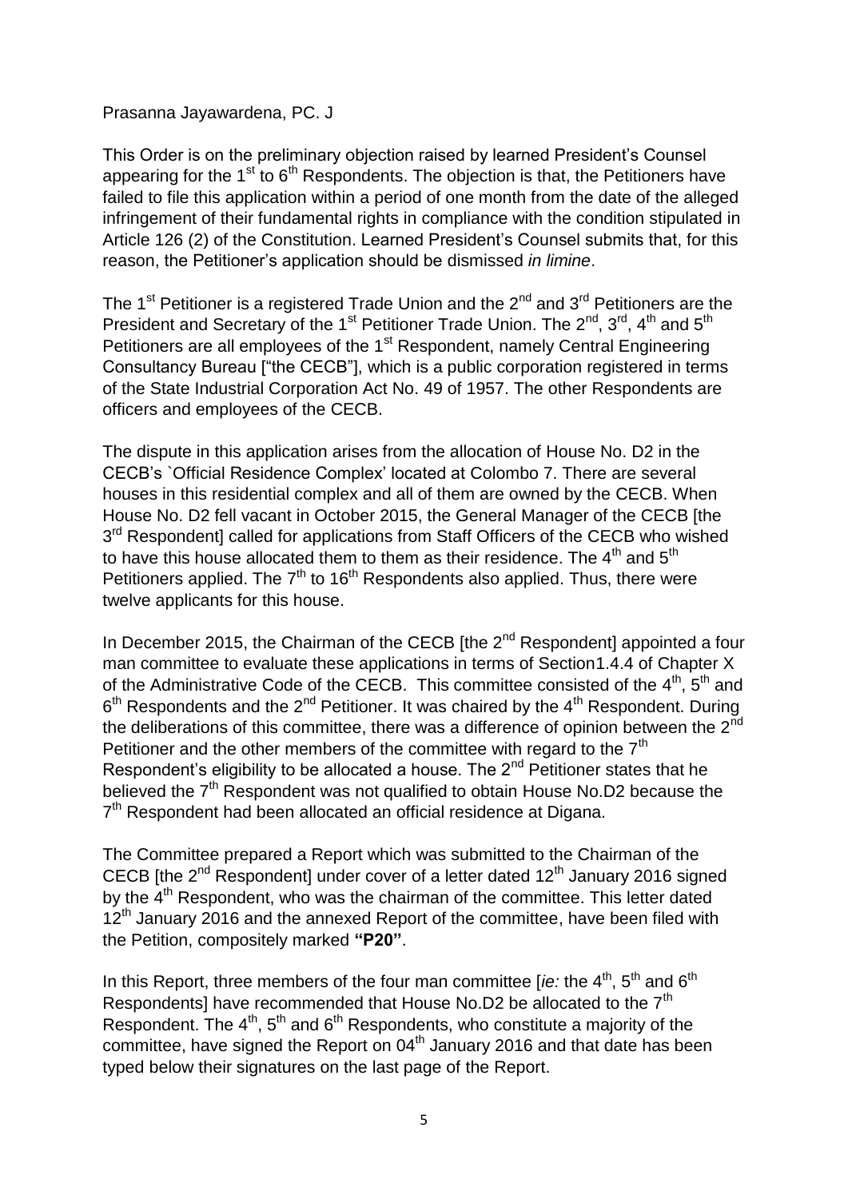Prasanna Jayawardena, PC. J

This Order is on the preliminary objection raised by learned President's Counsel appearing for the 1st to 6th Respondents. The objection is that, the Petitioners have failed to file this application within a period of one month from the date of the alleged infringement of their fundamental rights in compliance with the condition stipulated in Article 126 (2) of the Constitution. Learned President's Counsel submits that, for this reason, the Petitioner's application should be dismissed *in limine*.

The 1st Petitioner is a registered Trade Union and the 2nd and 3rd Petitioners are the President and Secretary of the 1st Petitioner Trade Union. The 2nd, 3rd, 4th and 5th Petitioners are all employees of the 1st Respondent, namely Central Engineering Consultancy Bureau ["the CECB"], which is a public corporation registered in terms of the State Industrial Corporation Act No. 49 of 1957. The other Respondents are officers and employees of the CECB.

The dispute in this application arises from the allocation of House No. D2 in the CECB's `Official Residence Complex' located at Colombo 7. There are several houses in this residential complex and all of them are owned by the CECB. When House No. D2 fell vacant in October 2015, the General Manager of the CECB [the 3rd Respondent] called for applications from Staff Officers of the CECB who wished to have this house allocated them to them as their residence. The 4th and 5th Petitioners applied. The 7th to 16th Respondents also applied. Thus, there were twelve applicants for this house.

In December 2015, the Chairman of the CECB [the 2nd Respondent] appointed a four man committee to evaluate these applications in terms of Section1.4.4 of Chapter X of the Administrative Code of the CECB. This committee consisted of the 4th, 5th and 6th Respondents and the 2nd Petitioner. It was chaired by the 4th Respondent. During the deliberations of this committee, there was a difference of opinion between the 2nd Petitioner and the other members of the committee with regard to the 7th Respondent's eligibility to be allocated a house. The 2nd Petitioner states that he believed the 7th Respondent was not qualified to obtain House No.D2 because the 7th Respondent had been allocated an official residence at Digana.

The Committee prepared a Report which was submitted to the Chairman of the CECB [the 2nd Respondent] under cover of a letter dated 12th January 2016 signed by the 4th Respondent, who was the chairman of the committee. This letter dated 12th January 2016 and the annexed Report of the committee, have been filed with the Petition, compositely marked **"P20"**.

In this Report, three members of the four man committee [*ie:* the 4th, 5th and 6th Respondents] have recommended that House No.D2 be allocated to the 7th Respondent. The 4th, 5th and 6th Respondents, who constitute a majority of the committee, have signed the Report on 04th January 2016 and that date has been typed below their signatures on the last page of the Report.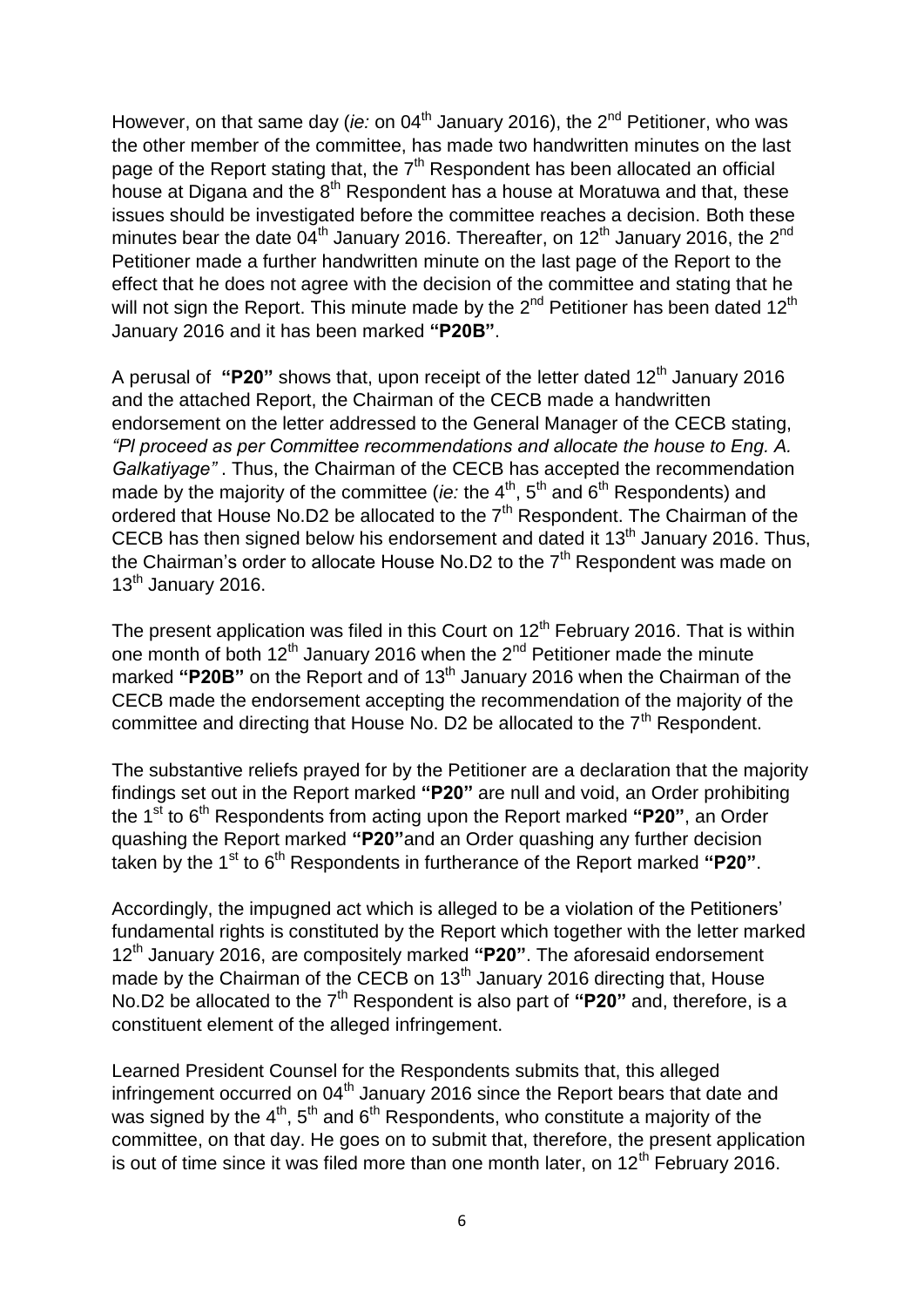However, on that same day (*ie:* on 04th January 2016), the 2nd Petitioner, who was the other member of the committee, has made two handwritten minutes on the last page of the Report stating that, the 7th Respondent has been allocated an official house at Digana and the 8th Respondent has a house at Moratuwa and that, these issues should be investigated before the committee reaches a decision. Both these minutes bear the date 04th January 2016. Thereafter, on 12th January 2016, the 2nd Petitioner made a further handwritten minute on the last page of the Report to the effect that he does not agree with the decision of the committee and stating that he will not sign the Report. This minute made by the 2nd Petitioner has been dated 12th January 2016 and it has been marked **"P20B"**.

A perusal of **"P20"** shows that, upon receipt of the letter dated 12th January 2016 and the attached Report, the Chairman of the CECB made a handwritten endorsement on the letter addressed to the General Manager of the CECB stating, *"Pl proceed as per Committee recommendations and allocate the house to Eng. A. Galkatiyage"* . Thus, the Chairman of the CECB has accepted the recommendation made by the majority of the committee (*ie:* the 4th, 5th and 6th Respondents) and ordered that House No.D2 be allocated to the 7th Respondent. The Chairman of the CECB has then signed below his endorsement and dated it 13th January 2016. Thus, the Chairman's order to allocate House No.D2 to the 7th Respondent was made on 13th January 2016.

The present application was filed in this Court on 12th February 2016. That is within one month of both 12th January 2016 when the 2nd Petitioner made the minute marked **"P20B"** on the Report and of 13th January 2016 when the Chairman of the CECB made the endorsement accepting the recommendation of the majority of the committee and directing that House No. D2 be allocated to the 7th Respondent.

The substantive reliefs prayed for by the Petitioner are a declaration that the majority findings set out in the Report marked **"P20"** are null and void, an Order prohibiting the 1st to 6th Respondents from acting upon the Report marked **"P20"**, an Order quashing the Report marked **"P20"**and an Order quashing any further decision taken by the 1st to 6th Respondents in furtherance of the Report marked **"P20"**.

Accordingly, the impugned act which is alleged to be a violation of the Petitioners' fundamental rights is constituted by the Report which together with the letter marked 12th January 2016, are compositely marked **"P20"**. The aforesaid endorsement made by the Chairman of the CECB on 13th January 2016 directing that, House No.D2 be allocated to the 7th Respondent is also part of **"P20"** and, therefore, is a constituent element of the alleged infringement.

Learned President Counsel for the Respondents submits that, this alleged infringement occurred on 04th January 2016 since the Report bears that date and was signed by the 4th, 5th and 6th Respondents, who constitute a majority of the committee, on that day. He goes on to submit that, therefore, the present application is out of time since it was filed more than one month later, on 12th February 2016.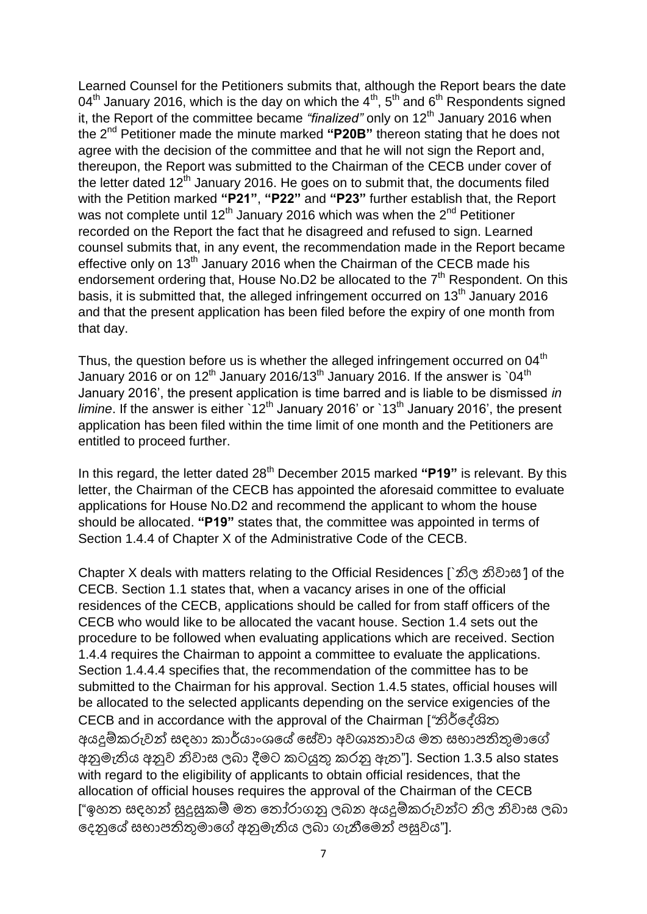Learned Counsel for the Petitioners submits that, although the Report bears the date 04th January 2016, which is the day on which the 4th, 5th and 6th Respondents signed it, the Report of the committee became *"finalized"* only on 12th January 2016 when the 2nd Petitioner made the minute marked **"P20B"** thereon stating that he does not agree with the decision of the committee and that he will not sign the Report and, thereupon, the Report was submitted to the Chairman of the CECB under cover of the letter dated 12th January 2016. He goes on to submit that, the documents filed with the Petition marked **"P21"**, **"P22"** and **"P23"** further establish that, the Report was not complete until 12th January 2016 which was when the 2nd Petitioner recorded on the Report the fact that he disagreed and refused to sign. Learned counsel submits that, in any event, the recommendation made in the Report became effective only on 13th January 2016 when the Chairman of the CECB made his endorsement ordering that, House No.D2 be allocated to the 7th Respondent. On this basis, it is submitted that, the alleged infringement occurred on 13th January 2016 and that the present application has been filed before the expiry of one month from that day.

Thus, the question before us is whether the alleged infringement occurred on 04th January 2016 or on 12th January 2016/13th January 2016. If the answer is `04th January 2016', the present application is time barred and is liable to be dismissed *in limine*. If the answer is either `12th January 2016' or `13th January 2016', the present application has been filed within the time limit of one month and the Petitioners are entitled to proceed further.

In this regard, the letter dated 28th December 2015 marked **"P19"** is relevant. By this letter, the Chairman of the CECB has appointed the aforesaid committee to evaluate applications for House No.D2 and recommend the applicant to whom the house should be allocated. **"P19"** states that, the committee was appointed in terms of Section 1.4.4 of Chapter X of the Administrative Code of the CECB.

Chapter X deals with matters relating to the Official Residences [*`නිල නිවාස'*] of the CECB. Section 1.1 states that, when a vacancy arises in one of the official residences of the CECB, applications should be called for from staff officers of the CECB who would like to be allocated the vacant house. Section 1.4 sets out the procedure to be followed when evaluating applications which are received. Section 1.4.4 requires the Chairman to appoint a committee to evaluate the applications. Section 1.4.4.4 specifies that, the recommendation of the committee has to be submitted to the Chairman for his approval. Section 1.4.5 states, official houses will be allocated to the selected applicants depending on the service exigencies of the CECB and in accordance with the approval of the Chairman [*"නිර්දේශිත අයදුම්කරුවන් සඳහා කාර්යාංශයේ සේවා අවශ්‍යතාවය මත සභාපතිතුමාගේ අනුමැතිය අනුව නිවාස ලබා දීමට කටයුතු කරනු ඇත"*]. Section 1.3.5 also states with regard to the eligibility of applicants to obtain official residences, that the allocation of official houses requires the approval of the Chairman of the CECB ["ඉහත සඳහන් සුදුසුකම් මත තෝරාගනු ලබන අයදුම්කරුවන්ට නිල නිවාස ලබා දෙනුයේ සභාපතිතුමාගේ අනුමැතිය ලබා ගැනීමෙන් පසුවය"].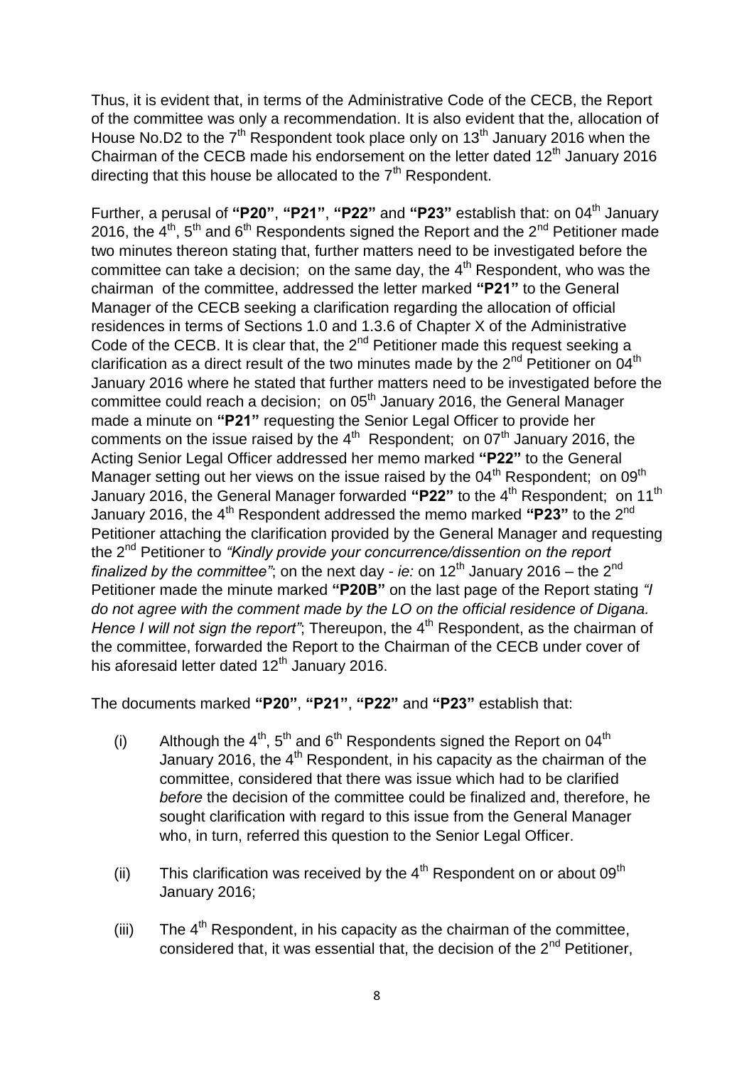Thus, it is evident that, in terms of the Administrative Code of the CECB, the Report of the committee was only a recommendation. It is also evident that the, allocation of House No.D2 to the 7th Respondent took place only on 13th January 2016 when the Chairman of the CECB made his endorsement on the letter dated 12th January 2016 directing that this house be allocated to the 7th Respondent.

Further, a perusal of **"P20"**, **"P21"**, **"P22"** and **"P23"** establish that: on 04th January 2016, the 4th, 5th and 6th Respondents signed the Report and the 2nd Petitioner made two minutes thereon stating that, further matters need to be investigated before the committee can take a decision; on the same day, the 4th Respondent, who was the chairman of the committee, addressed the letter marked **"P21"** to the General Manager of the CECB seeking a clarification regarding the allocation of official residences in terms of Sections 1.0 and 1.3.6 of Chapter X of the Administrative Code of the CECB. It is clear that, the 2nd Petitioner made this request seeking a clarification as a direct result of the two minutes made by the 2nd Petitioner on 04th January 2016 where he stated that further matters need to be investigated before the committee could reach a decision; on 05th January 2016, the General Manager made a minute on **"P21"** requesting the Senior Legal Officer to provide her comments on the issue raised by the 4th Respondent; on 07th January 2016, the Acting Senior Legal Officer addressed her memo marked **"P22"** to the General Manager setting out her views on the issue raised by the 04th Respondent; on 09th January 2016, the General Manager forwarded **"P22"** to the 4th Respondent; on 11th January 2016, the 4th Respondent addressed the memo marked **"P23"** to the 2nd Petitioner attaching the clarification provided by the General Manager and requesting the 2nd Petitioner to *"Kindly provide your concurrence/dissention on the report finalized by the committee"*; on the next day - *ie:* on 12th January 2016 – the 2nd Petitioner made the minute marked **"P20B"** on the last page of the Report stating *"I do not agree with the comment made by the LO on the official residence of Digana. Hence I will not sign the report"*; Thereupon, the 4th Respondent, as the chairman of the committee, forwarded the Report to the Chairman of the CECB under cover of his aforesaid letter dated 12th January 2016.

The documents marked **"P20"**, **"P21"**, **"P22"** and **"P23"** establish that:

(i) Although the 4th, 5th and 6th Respondents signed the Report on 04th January 2016, the 4th Respondent, in his capacity as the chairman of the committee, considered that there was issue which had to be clarified *before* the decision of the committee could be finalized and, therefore, he sought clarification with regard to this issue from the General Manager who, in turn, referred this question to the Senior Legal Officer.

(ii) This clarification was received by the 4th Respondent on or about 09th January 2016;

(iii) The 4th Respondent, in his capacity as the chairman of the committee, considered that, it was essential that, the decision of the 2nd Petitioner,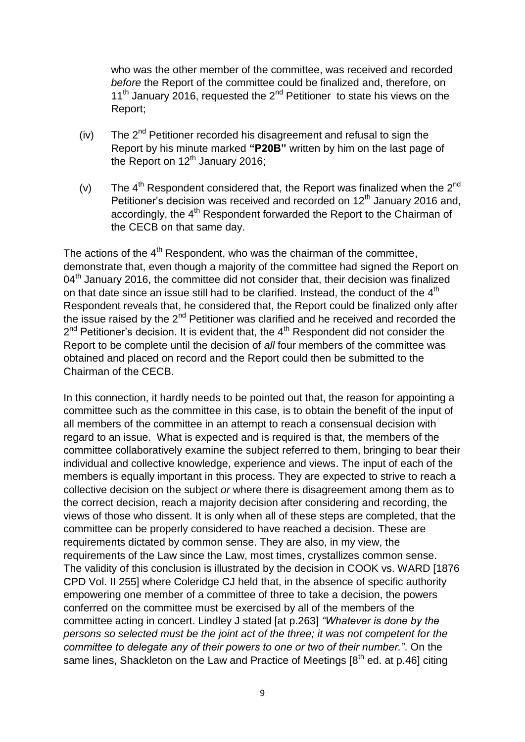who was the other member of the committee, was received and recorded *before* the Report of the committee could be finalized and, therefore, on 11th January 2016, requested the 2nd Petitioner to state his views on the Report;

(iv) The 2nd Petitioner recorded his disagreement and refusal to sign the Report by his minute marked **"P20B"** written by him on the last page of the Report on 12th January 2016;

(v) The 4th Respondent considered that, the Report was finalized when the 2nd Petitioner's decision was received and recorded on 12th January 2016 and, accordingly, the 4th Respondent forwarded the Report to the Chairman of the CECB on that same day.

The actions of the 4th Respondent, who was the chairman of the committee, demonstrate that, even though a majority of the committee had signed the Report on 04th January 2016, the committee did not consider that, their decision was finalized on that date since an issue still had to be clarified. Instead, the conduct of the 4th Respondent reveals that, he considered that, the Report could be finalized only after the issue raised by the 2nd Petitioner was clarified and he received and recorded the 2nd Petitioner's decision. It is evident that, the 4th Respondent did not consider the Report to be complete until the decision of *all* four members of the committee was obtained and placed on record and the Report could then be submitted to the Chairman of the CECB.

In this connection, it hardly needs to be pointed out that, the reason for appointing a committee such as the committee in this case, is to obtain the benefit of the input of all members of the committee in an attempt to reach a consensual decision with regard to an issue. What is expected and is required is that, the members of the committee collaboratively examine the subject referred to them, bringing to bear their individual and collective knowledge, experience and views. The input of each of the members is equally important in this process. They are expected to strive to reach a collective decision on the subject *or* where there is disagreement among them as to the correct decision, reach a majority decision after considering and recording, the views of those who dissent. It is only when all of these steps are completed, that the committee can be properly considered to have reached a decision. These are requirements dictated by common sense. They are also, in my view, the requirements of the Law since the Law, most times, crystallizes common sense. The validity of this conclusion is illustrated by the decision in COOK vs. WARD [1876 CPD Vol. II 255] where Coleridge CJ held that, in the absence of specific authority empowering one member of a committee of three to take a decision, the powers conferred on the committee must be exercised by all of the members of the committee acting in concert. Lindley J stated [at p.263] *"Whatever is done by the persons so selected must be the joint act of the three; it was not competent for the committee to delegate any of their powers to one or two of their number."*. On the same lines, Shackleton on the Law and Practice of Meetings [8th ed. at p.46] citing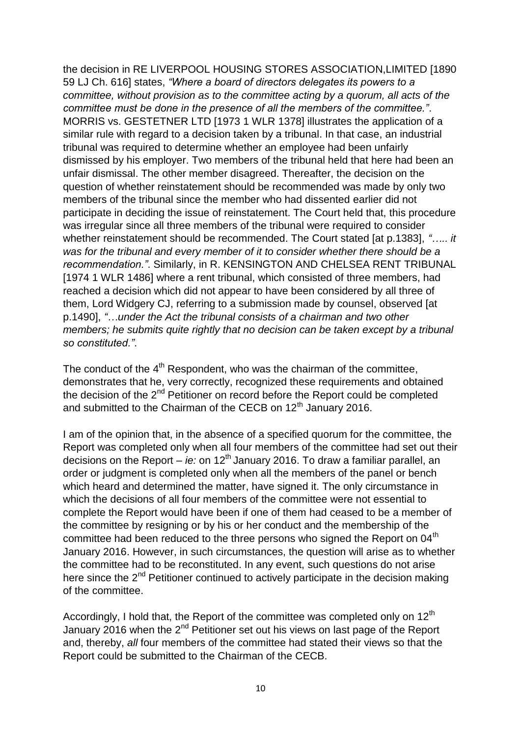the decision in RE LIVERPOOL HOUSING STORES ASSOCIATION,LIMITED [1890 59 LJ Ch. 616] states, *"Where a board of directors delegates its powers to a committee, without provision as to the committee acting by a quorum, all acts of the committee must be done in the presence of all the members of the committee."*. MORRIS vs. GESTETNER LTD [1973 1 WLR 1378] illustrates the application of a similar rule with regard to a decision taken by a tribunal. In that case, an industrial tribunal was required to determine whether an employee had been unfairly dismissed by his employer. Two members of the tribunal held that here had been an unfair dismissal. The other member disagreed. Thereafter, the decision on the question of whether reinstatement should be recommended was made by only two members of the tribunal since the member who had dissented earlier did not participate in deciding the issue of reinstatement. The Court held that, this procedure was irregular since all three members of the tribunal were required to consider whether reinstatement should be recommended. The Court stated [at p.1383], *"….. it was for the tribunal and every member of it to consider whether there should be a recommendation."*. Similarly, in R. KENSINGTON AND CHELSEA RENT TRIBUNAL [1974 1 WLR 1486] where a rent tribunal, which consisted of three members, had reached a decision which did not appear to have been considered by all three of them, Lord Widgery CJ, referring to a submission made by counsel, observed [at p.1490], *"…under the Act the tribunal consists of a chairman and two other members; he submits quite rightly that no decision can be taken except by a tribunal so constituted."*.

The conduct of the 4th Respondent, who was the chairman of the committee, demonstrates that he, very correctly, recognized these requirements and obtained the decision of the 2nd Petitioner on record before the Report could be completed and submitted to the Chairman of the CECB on 12th January 2016.

I am of the opinion that, in the absence of a specified quorum for the committee, the Report was completed only when all four members of the committee had set out their decisions on the Report – *ie:* on 12th January 2016. To draw a familiar parallel, an order or judgment is completed only when all the members of the panel or bench which heard and determined the matter, have signed it. The only circumstance in which the decisions of all four members of the committee were not essential to complete the Report would have been if one of them had ceased to be a member of the committee by resigning or by his or her conduct and the membership of the committee had been reduced to the three persons who signed the Report on 04th January 2016. However, in such circumstances, the question will arise as to whether the committee had to be reconstituted. In any event, such questions do not arise here since the 2nd Petitioner continued to actively participate in the decision making of the committee.

Accordingly, I hold that, the Report of the committee was completed only on 12th January 2016 when the 2nd Petitioner set out his views on last page of the Report and, thereby, *all* four members of the committee had stated their views so that the Report could be submitted to the Chairman of the CECB.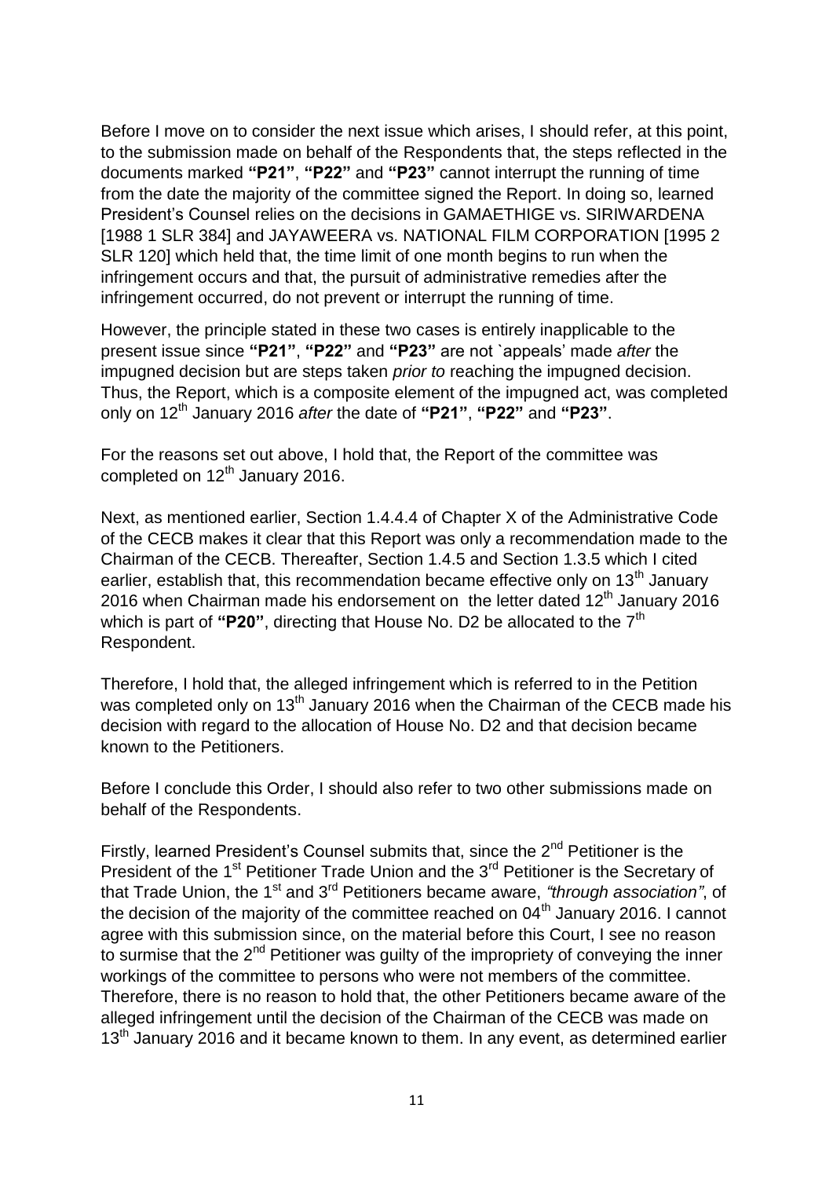Before I move on to consider the next issue which arises, I should refer, at this point, to the submission made on behalf of the Respondents that, the steps reflected in the documents marked **"P21"**, **"P22"** and **"P23"** cannot interrupt the running of time from the date the majority of the committee signed the Report. In doing so, learned President's Counsel relies on the decisions in GAMAETHIGE vs. SIRIWARDENA [1988 1 SLR 384] and JAYAWEERA vs. NATIONAL FILM CORPORATION [1995 2 SLR 120] which held that, the time limit of one month begins to run when the infringement occurs and that, the pursuit of administrative remedies after the infringement occurred, do not prevent or interrupt the running of time.

However, the principle stated in these two cases is entirely inapplicable to the present issue since **"P21"**, **"P22"** and **"P23"** are not `appeals' made *after* the impugned decision but are steps taken *prior to* reaching the impugned decision. Thus, the Report, which is a composite element of the impugned act, was completed only on 12th January 2016 *after* the date of **"P21"**, **"P22"** and **"P23"**.

For the reasons set out above, I hold that, the Report of the committee was completed on 12th January 2016.

Next, as mentioned earlier, Section 1.4.4.4 of Chapter X of the Administrative Code of the CECB makes it clear that this Report was only a recommendation made to the Chairman of the CECB. Thereafter, Section 1.4.5 and Section 1.3.5 which I cited earlier, establish that, this recommendation became effective only on 13th January 2016 when Chairman made his endorsement on the letter dated 12th January 2016 which is part of **"P20"**, directing that House No. D2 be allocated to the 7th Respondent.

Therefore, I hold that, the alleged infringement which is referred to in the Petition was completed only on 13th January 2016 when the Chairman of the CECB made his decision with regard to the allocation of House No. D2 and that decision became known to the Petitioners.

Before I conclude this Order, I should also refer to two other submissions made on behalf of the Respondents.

Firstly, learned President's Counsel submits that, since the 2nd Petitioner is the President of the 1st Petitioner Trade Union and the 3rd Petitioner is the Secretary of that Trade Union, the 1st and 3rd Petitioners became aware, *"through association"*, of the decision of the majority of the committee reached on 04th January 2016. I cannot agree with this submission since, on the material before this Court, I see no reason to surmise that the 2nd Petitioner was guilty of the impropriety of conveying the inner workings of the committee to persons who were not members of the committee. Therefore, there is no reason to hold that, the other Petitioners became aware of the alleged infringement until the decision of the Chairman of the CECB was made on 13th January 2016 and it became known to them. In any event, as determined earlier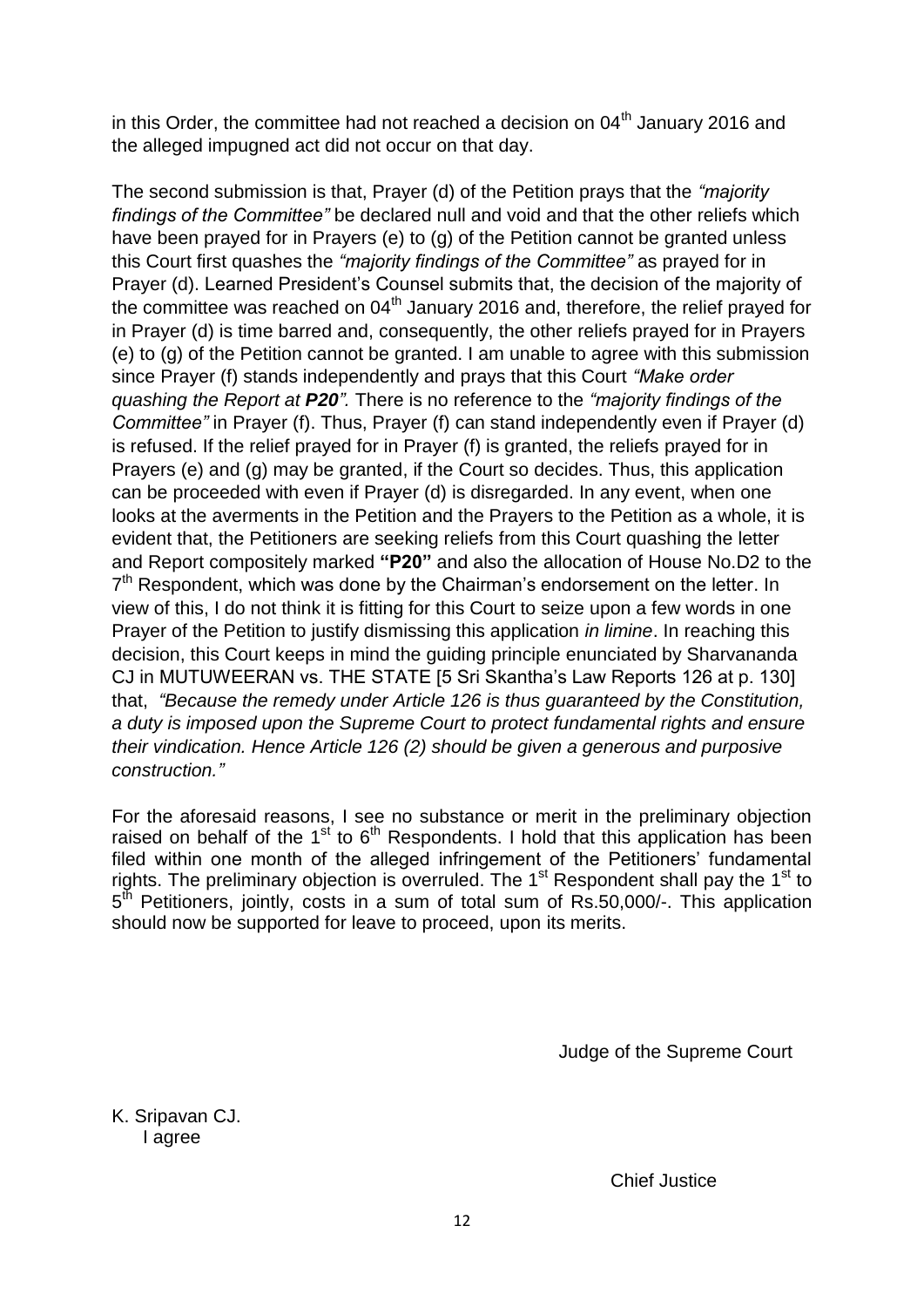in this Order, the committee had not reached a decision on 04th January 2016 and the alleged impugned act did not occur on that day.

The second submission is that, Prayer (d) of the Petition prays that the *"majority findings of the Committee"* be declared null and void and that the other reliefs which have been prayed for in Prayers (e) to (g) of the Petition cannot be granted unless this Court first quashes the *"majority findings of the Committee"* as prayed for in Prayer (d). Learned President's Counsel submits that, the decision of the majority of the committee was reached on 04th January 2016 and, therefore, the relief prayed for in Prayer (d) is time barred and, consequently, the other reliefs prayed for in Prayers (e) to (g) of the Petition cannot be granted. I am unable to agree with this submission since Prayer (f) stands independently and prays that this Court *"Make order quashing the Report at **P20**".* There is no reference to the *"majority findings of the Committee"* in Prayer (f). Thus, Prayer (f) can stand independently even if Prayer (d) is refused. If the relief prayed for in Prayer (f) is granted, the reliefs prayed for in Prayers (e) and (g) may be granted, if the Court so decides. Thus, this application can be proceeded with even if Prayer (d) is disregarded. In any event, when one looks at the averments in the Petition and the Prayers to the Petition as a whole, it is evident that, the Petitioners are seeking reliefs from this Court quashing the letter and Report compositely marked **"P20"** and also the allocation of House No.D2 to the 7th Respondent, which was done by the Chairman's endorsement on the letter. In view of this, I do not think it is fitting for this Court to seize upon a few words in one Prayer of the Petition to justify dismissing this application *in limine*. In reaching this decision, this Court keeps in mind the guiding principle enunciated by Sharvananda CJ in MUTUWEERAN vs. THE STATE [5 Sri Skantha's Law Reports 126 at p. 130] that, *"Because the remedy under Article 126 is thus guaranteed by the Constitution, a duty is imposed upon the Supreme Court to protect fundamental rights and ensure their vindication. Hence Article 126 (2) should be given a generous and purposive construction."*

For the aforesaid reasons, I see no substance or merit in the preliminary objection raised on behalf of the 1st to 6th Respondents. I hold that this application has been filed within one month of the alleged infringement of the Petitioners' fundamental rights. The preliminary objection is overruled. The 1st Respondent shall pay the 1st to 5th Petitioners, jointly, costs in a sum of total sum of Rs.50,000/-. This application should now be supported for leave to proceed, upon its merits.

Judge of the Supreme Court

K. Sripavan CJ.
I agree

Chief Justice